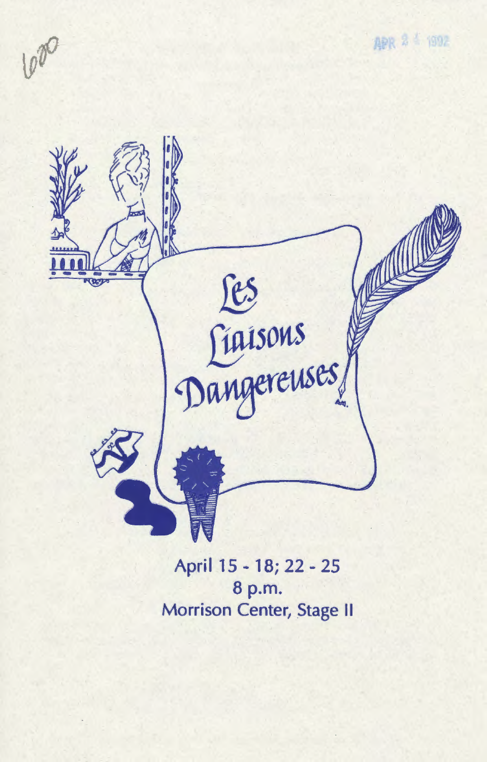# Les Liaisons Dangereuses

April 15 - 18; 22 - 25

8 p.m.

Morrison Center, Stage II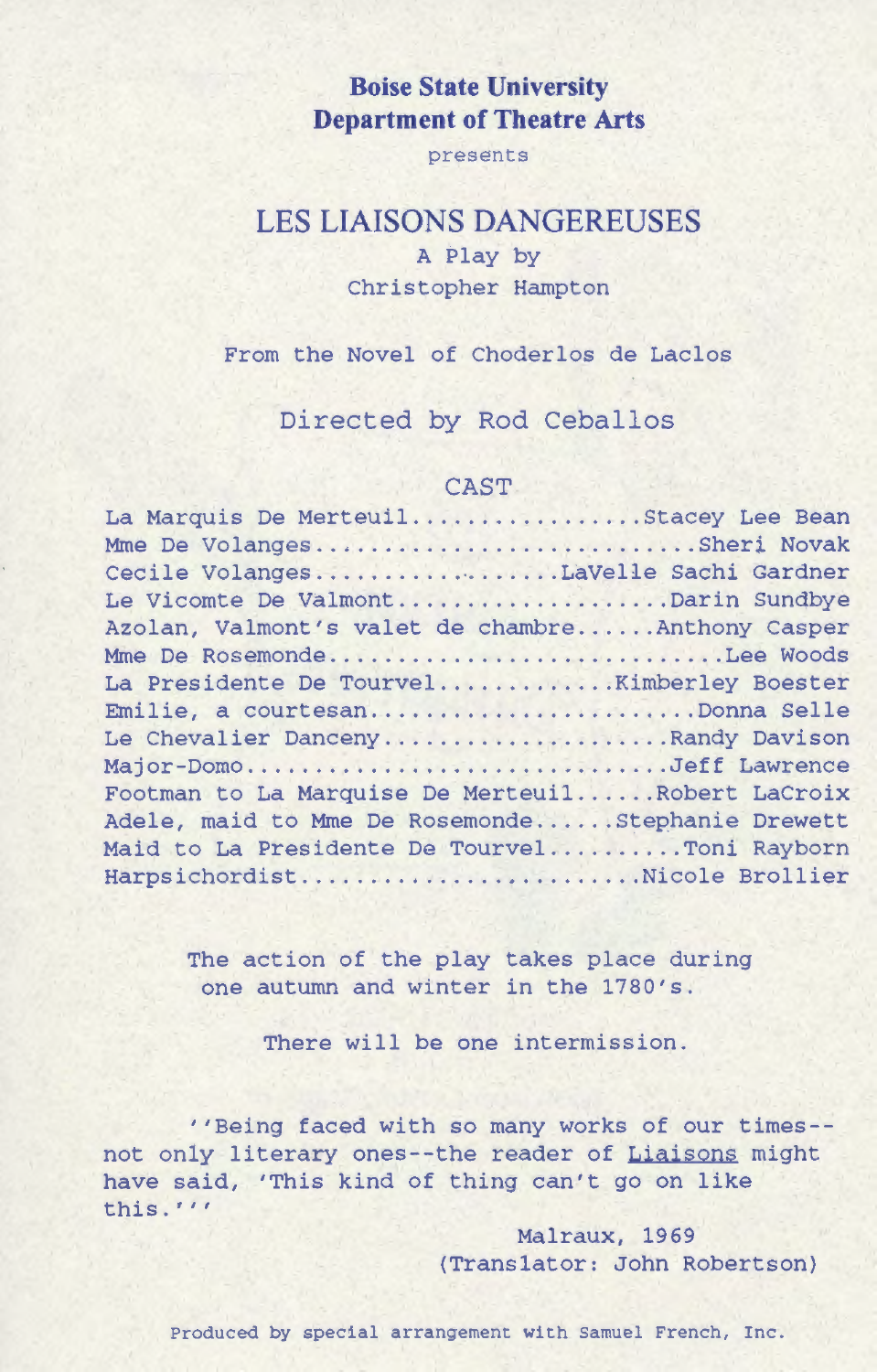**Boise State University**
**Department of Theatre Arts**

presents

# LES LIAISONS DANGEREUSES

A Play by
Christopher Hampton

From the Novel of Choderlos de Laclos

Directed by Rod Ceballos

## CAST

La Marquis De Merteuil.................Stacey Lee Bean
Mme De Volanges...........................Sheri Novak
Cecile Volanges..................LaVelle Sachi Gardner
Le Vicomte De Valmont...................Darin Sundbye
Azolan, Valmont's valet de chambre......Anthony Casper
Mme De Rosemonde............................Lee Woods
La Presidente De Tourvel.............Kimberley Boester
Emilie, a courtesan.......................Donna Selle
Le Chevalier Danceny....................Randy Davison
Major-Domo..............................Jeff Lawrence
Footman to La Marquise De Merteuil......Robert LaCroix
Adele, maid to Mme De Rosemonde......Stephanie Drewett
Maid to La Presidente De Tourvel.........Toni Rayborn
Harpsichordist.........................Nicole Brollier

The action of the play takes place during one autumn and winter in the 1780's.

There will be one intermission.

''Being faced with so many works of our times--not only literary ones--the reader of Liaisons might have said, 'This kind of thing can't go on like this.'''

Malraux, 1969
(Translator: John Robertson)

Produced by special arrangement with Samuel French, Inc.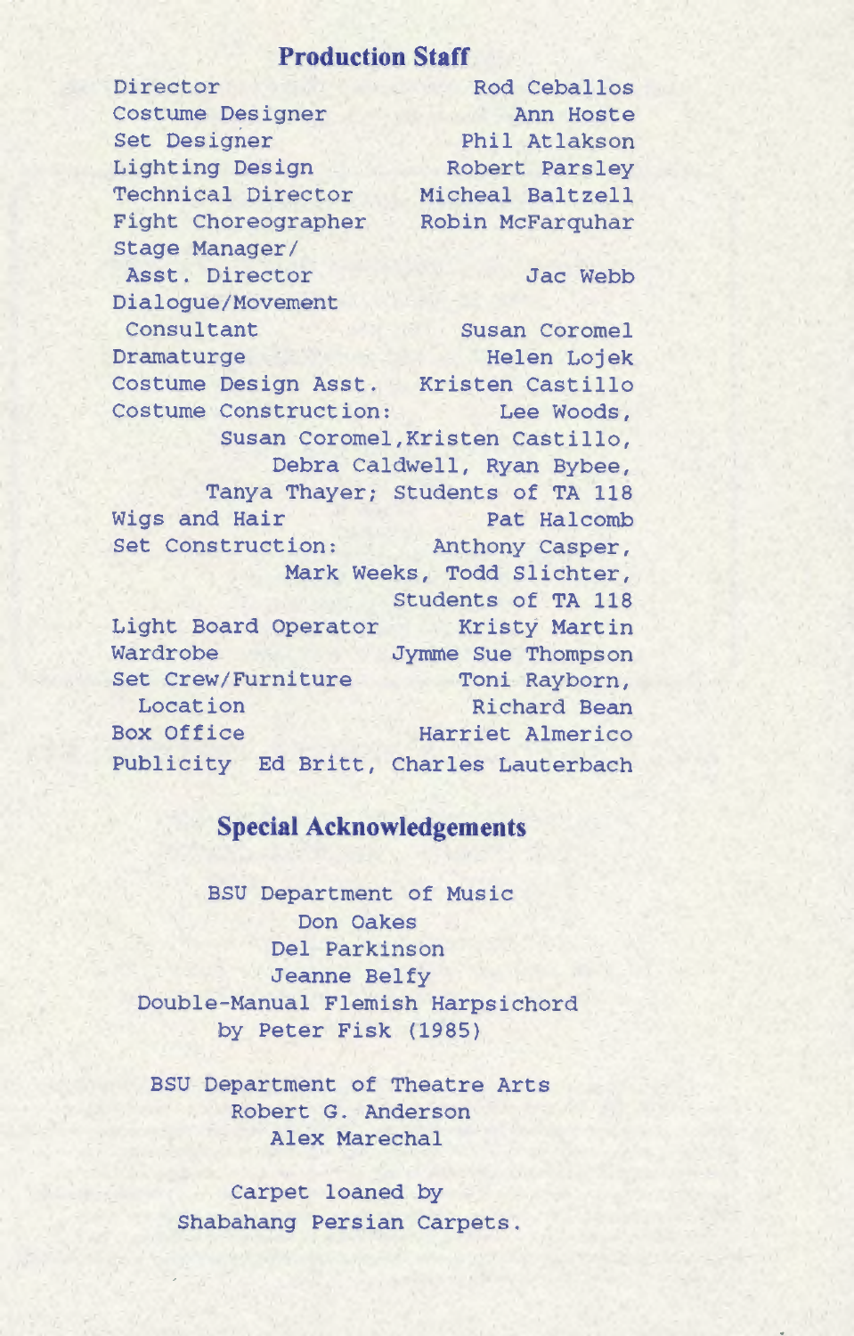## Production Staff

| | |
|---|---|
| Director | Rod Ceballos |
| Costume Designer | Ann Hoste |
| Set Designer | Phil Atlakson |
| Lighting Design | Robert Parsley |
| Technical Director | Micheal Baltzell |
| Fight Choreographer | Robin McFarquhar |
| Stage Manager/ Asst. Director | Jac Webb |
| Dialogue/Movement Consultant | Susan Coromel |
| Dramaturge | Helen Lojek |
| Costume Design Asst. | Kristen Castillo |
| Costume Construction: | Lee Woods, Susan Coromel, Kristen Castillo, Debra Caldwell, Ryan Bybee, Tanya Thayer; Students of TA 118 |
| Wigs and Hair | Pat Halcomb |
| Set Construction: | Anthony Casper, Mark Weeks, Todd Slichter, Students of TA 118 |
| Light Board Operator | Kristy Martin |
| Wardrobe | Jymme Sue Thompson |
| Set Crew/Furniture Location | Toni Rayborn, Richard Bean |
| Box Office | Harriet Almerico |
| Publicity | Ed Britt, Charles Lauterbach |

## Special Acknowledgements

BSU Department of Music
Don Oakes
Del Parkinson
Jeanne Belfy
Double-Manual Flemish Harpsichord
by Peter Fisk (1985)

BSU Department of Theatre Arts
Robert G. Anderson
Alex Marechal

Carpet loaned by
Shabahang Persian Carpets.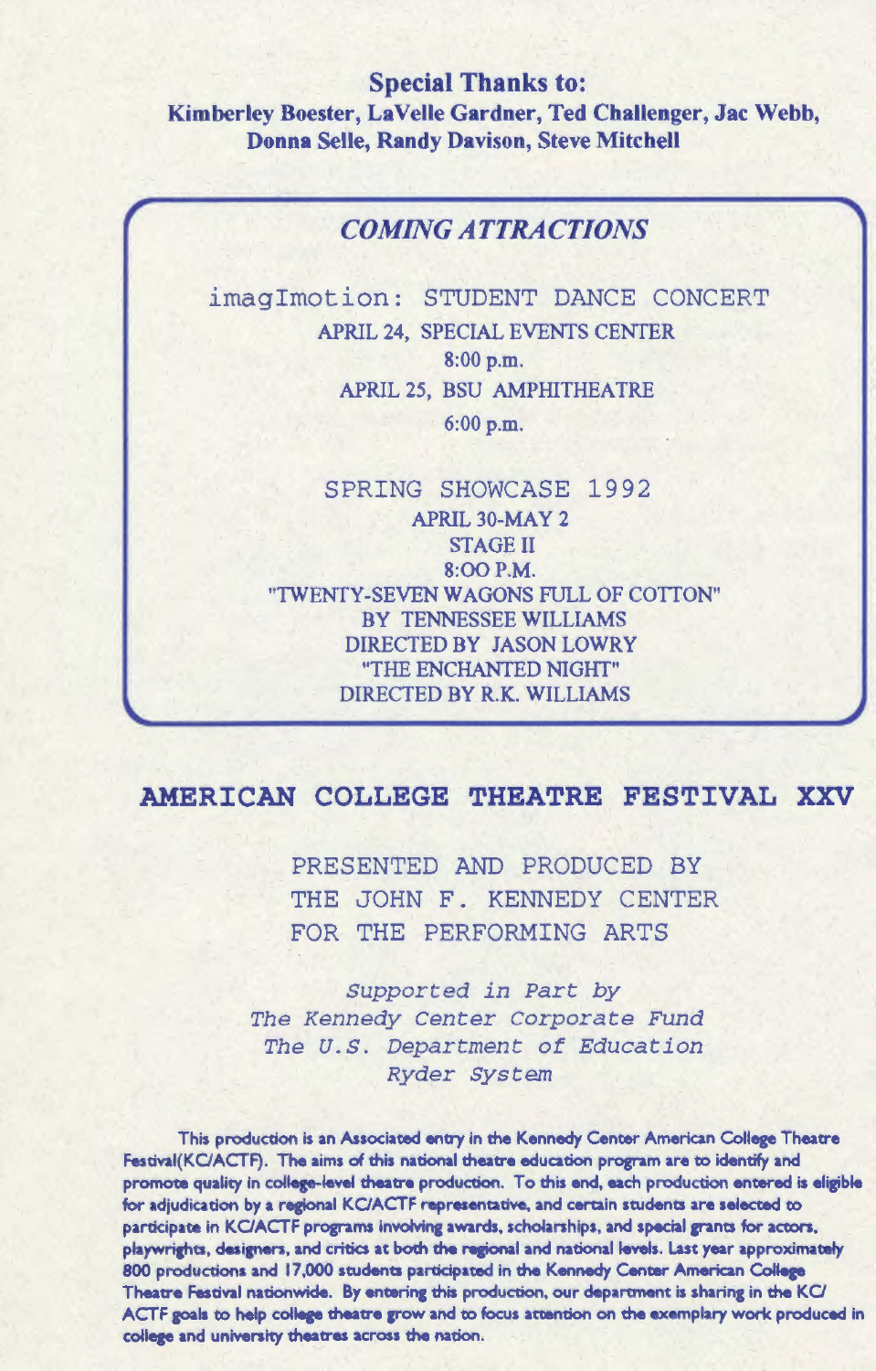## Special Thanks to:

**Kimberley Boester, LaVelle Gardner, Ted Challenger, Jac Webb, Donna Selle, Randy Davison, Steve Mitchell**

### *COMING ATTRACTIONS*

imagImotion: STUDENT DANCE CONCERT

APRIL 24, SPECIAL EVENTS CENTER

8:00 p.m.

APRIL 25, BSU AMPHITHEATRE

6:00 p.m.

SPRING SHOWCASE 1992

APRIL 30-MAY 2

STAGE II

8:OO P.M.

"TWENTY-SEVEN WAGONS FULL OF COTTON"

BY TENNESSEE WILLIAMS

DIRECTED BY JASON LOWRY

"THE ENCHANTED NIGHT"

DIRECTED BY R.K. WILLIAMS

## AMERICAN COLLEGE THEATRE FESTIVAL XXV

PRESENTED AND PRODUCED BY
THE JOHN F. KENNEDY CENTER
FOR THE PERFORMING ARTS

*Supported in Part by*
*The Kennedy Center Corporate Fund*
*The U.S. Department of Education*
*Ryder System*

This production is an Associated entry in the Kennedy Center American College Theatre Festival(KC/ACTF). The aims of this national theatre education program are to identify and promote quality in college-level theatre production. To this end, each production entered is eligible for adjudication by a regional KC/ACTF representative, and certain students are selected to participate in KC/ACTF programs involving awards, scholarships, and special grants for actors, playwrights, designers, and critics at both the regional and national levels. Last year approximately 800 productions and 17,000 students participated in the Kennedy Center American College Theatre Festival nationwide. By entering this production, our department is sharing in the KC/ACTF goals to help college theatre grow and to focus attention on the exemplary work produced in college and university theatres across the nation.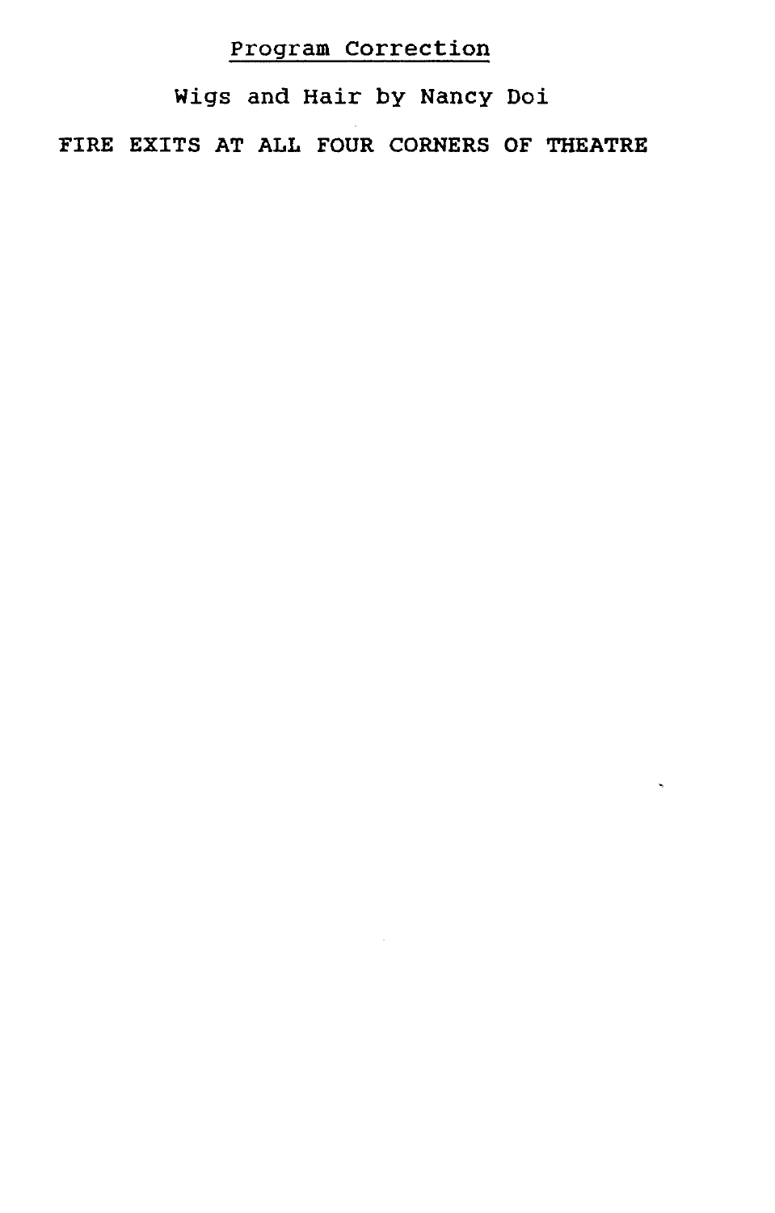Program Correction

Wigs and Hair by Nancy Doi

**FIRE EXITS AT ALL FOUR CORNERS OF THEATRE**